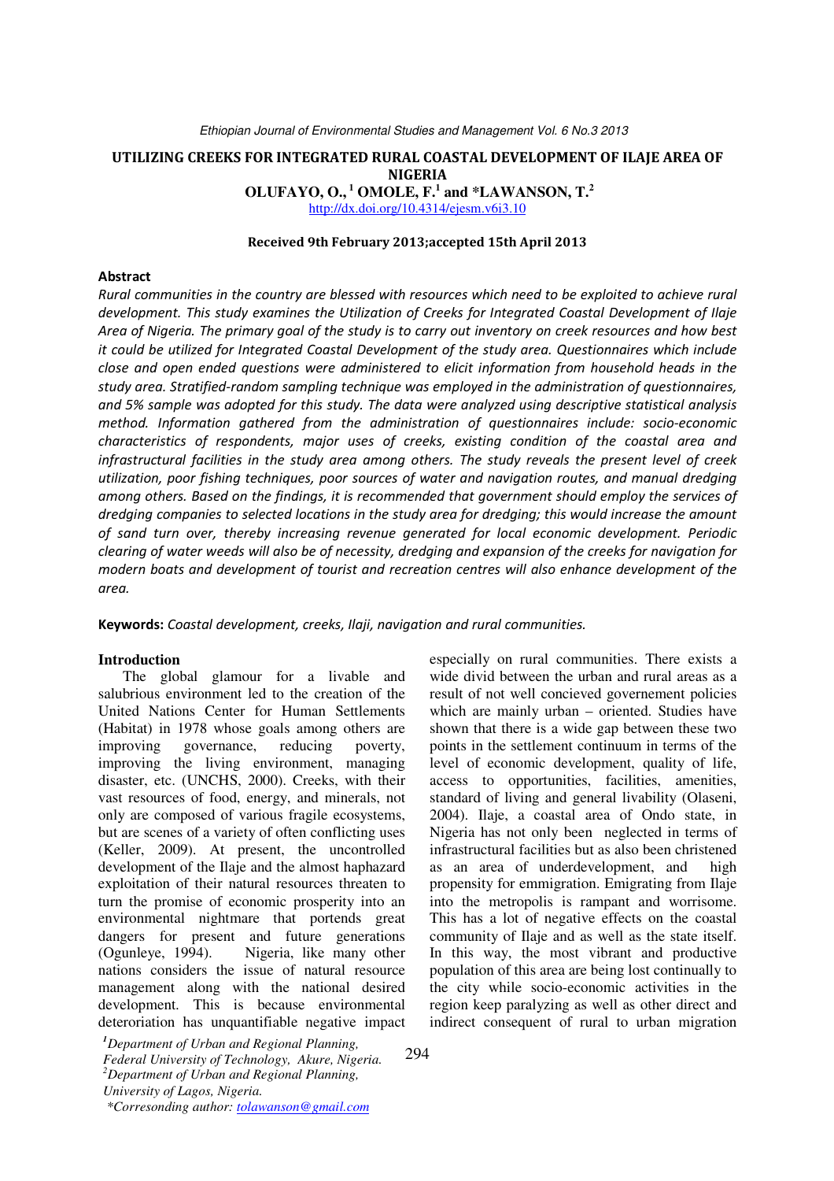# UTILIZING CREEKS FOR INTEGRATED RURAL COASTAL DEVELOPMENT OF ILAJE AREA OF NIGERIA

**OLUFAYO, O.,[1] OMOLE, F.[1] and \*LAWANSON, T.[2]**

http://dx.doi.org/10.4314/ejesm.v6i3.10

**Received 9th February 2013;accepted 15th April 2013**

## Abstract

*Rural communities in the country are blessed with resources which need to be exploited to achieve rural development. This study examines the Utilization of Creeks for Integrated Coastal Development of Ilaje Area of Nigeria. The primary goal of the study is to carry out inventory on creek resources and how best it could be utilized for Integrated Coastal Development of the study area. Questionnaires which include close and open ended questions were administered to elicit information from household heads in the study area. Stratified-random sampling technique was employed in the administration of questionnaires, and 5% sample was adopted for this study. The data were analyzed using descriptive statistical analysis method. Information gathered from the administration of questionnaires include: socio-economic characteristics of respondents, major uses of creeks, existing condition of the coastal area and infrastructural facilities in the study area among others. The study reveals the present level of creek utilization, poor fishing techniques, poor sources of water and navigation routes, and manual dredging among others. Based on the findings, it is recommended that government should employ the services of dredging companies to selected locations in the study area for dredging; this would increase the amount of sand turn over, thereby increasing revenue generated for local economic development. Periodic clearing of water weeds will also be of necessity, dredging and expansion of the creeks for navigation for modern boats and development of tourist and recreation centres will also enhance development of the area.*

**Keywords:** *Coastal development, creeks, Ilaji, navigation and rural communities.*

## Introduction

The global glamour for a livable and salubrious environment led to the creation of the United Nations Center for Human Settlements (Habitat) in 1978 whose goals among others are improving governance, reducing poverty, improving the living environment, managing disaster, etc. (UNCHS, 2000). Creeks, with their vast resources of food, energy, and minerals, not only are composed of various fragile ecosystems, but are scenes of a variety of often conflicting uses (Keller, 2009). At present, the uncontrolled development of the Ilaje and the almost haphazard exploitation of their natural resources threaten to turn the promise of economic prosperity into an environmental nightmare that portends great dangers for present and future generations (Ogunleye, 1994). Nigeria, like many other nations considers the issue of natural resource management along with the national desired development. This is because environmental deteroriation has unquantifiable negative impact especially on rural communities. There exists a wide divid between the urban and rural areas as a result of not well concieved governement policies which are mainly urban – oriented. Studies have shown that there is a wide gap between these two points in the settlement continuum in terms of the level of economic development, quality of life, access to opportunities, facilities, amenities, standard of living and general livability (Olaseni, 2004). Ilaje, a coastal area of Ondo state, in Nigeria has not only been neglected in terms of infrastructural facilities but as also been christened as an area of underdevelopment, and high propensity for emmigration. Emigrating from Ilaje into the metropolis is rampant and worrisome. This has a lot of negative effects on the coastal community of Ilaje and as well as the state itself. In this way, the most vibrant and productive population of this area are being lost continually to the city while socio-economic activities in the region keep paralyzing as well as other direct and indirect consequent of rural to urban migration

---

[1]*Department of Urban and Regional Planning, Federal University of Technology, Akure, Nigeria.*
[2]*Department of Urban and Regional Planning, University of Lagos, Nigeria.*
*\*Corresonding author: tolawanson@gmail.com*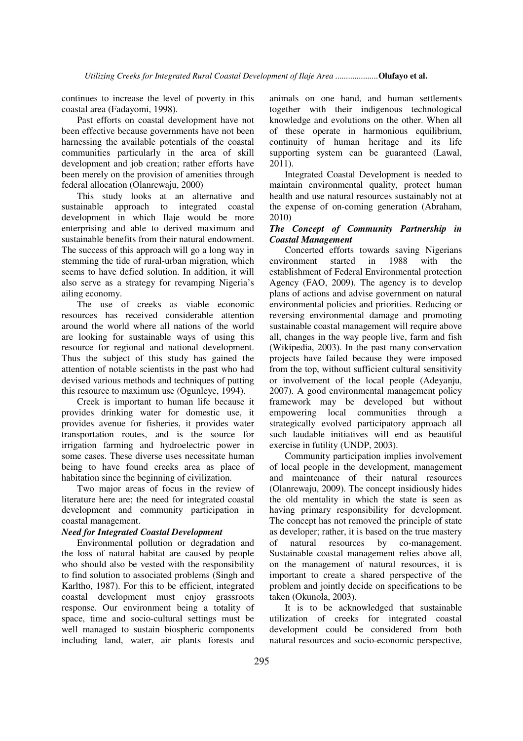continues to increase the level of poverty in this coastal area (Fadayomi, 1998).

Past efforts on coastal development have not been effective because governments have not been harnessing the available potentials of the coastal communities particularly in the area of skill development and job creation; rather efforts have been merely on the provision of amenities through federal allocation (Olanrewaju, 2000)

This study looks at an alternative and sustainable approach to integrated coastal development in which Ilaje would be more enterprising and able to derived maximum and sustainable benefits from their natural endowment. The success of this approach will go a long way in stemming the tide of rural-urban migration, which seems to have defied solution. In addition, it will also serve as a strategy for revamping Nigeria's ailing economy.

The use of creeks as viable economic resources has received considerable attention around the world where all nations of the world are looking for sustainable ways of using this resource for regional and national development. Thus the subject of this study has gained the attention of notable scientists in the past who had devised various methods and techniques of putting this resource to maximum use (Ogunleye, 1994).

Creek is important to human life because it provides drinking water for domestic use, it provides avenue for fisheries, it provides water transportation routes, and is the source for irrigation farming and hydroelectric power in some cases. These diverse uses necessitate human being to have found creeks area as place of habitation since the beginning of civilization.

Two major areas of focus in the review of literature here are; the need for integrated coastal development and community participation in coastal management.

***Need for Integrated Coastal Development***

Environmental pollution or degradation and the loss of natural habitat are caused by people who should also be vested with the responsibility to find solution to associated problems (Singh and Karltho, 1987). For this to be efficient, integrated coastal development must enjoy grassroots response. Our environment being a totality of space, time and socio-cultural settings must be well managed to sustain biospheric components including land, water, air plants forests and animals on one hand, and human settlements together with their indigenous technological knowledge and evolutions on the other. When all of these operate in harmonious equilibrium, continuity of human heritage and its life supporting system can be guaranteed (Lawal, 2011).

Integrated Coastal Development is needed to maintain environmental quality, protect human health and use natural resources sustainably not at the expense of on-coming generation (Abraham, 2010)

***The Concept of Community Partnership in Coastal Management***

Concerted efforts towards saving Nigerians environment started in 1988 with the establishment of Federal Environmental protection Agency (FAO, 2009). The agency is to develop plans of actions and advise government on natural environmental policies and priorities. Reducing or reversing environmental damage and promoting sustainable coastal management will require above all, changes in the way people live, farm and fish (Wikipedia, 2003). In the past many conservation projects have failed because they were imposed from the top, without sufficient cultural sensitivity or involvement of the local people (Adeyanju, 2007). A good environmental management policy framework may be developed but without empowering local communities through a strategically evolved participatory approach all such laudable initiatives will end as beautiful exercise in futility (UNDP, 2003).

Community participation implies involvement of local people in the development, management and maintenance of their natural resources (Olanrewaju, 2009). The concept insidiously hides the old mentality in which the state is seen as having primary responsibility for development. The concept has not removed the principle of state as developer; rather, it is based on the true mastery of natural resources by co-management. Sustainable coastal management relies above all, on the management of natural resources, it is important to create a shared perspective of the problem and jointly decide on specifications to be taken (Okunola, 2003).

It is to be acknowledged that sustainable utilization of creeks for integrated coastal development could be considered from both natural resources and socio-economic perspective,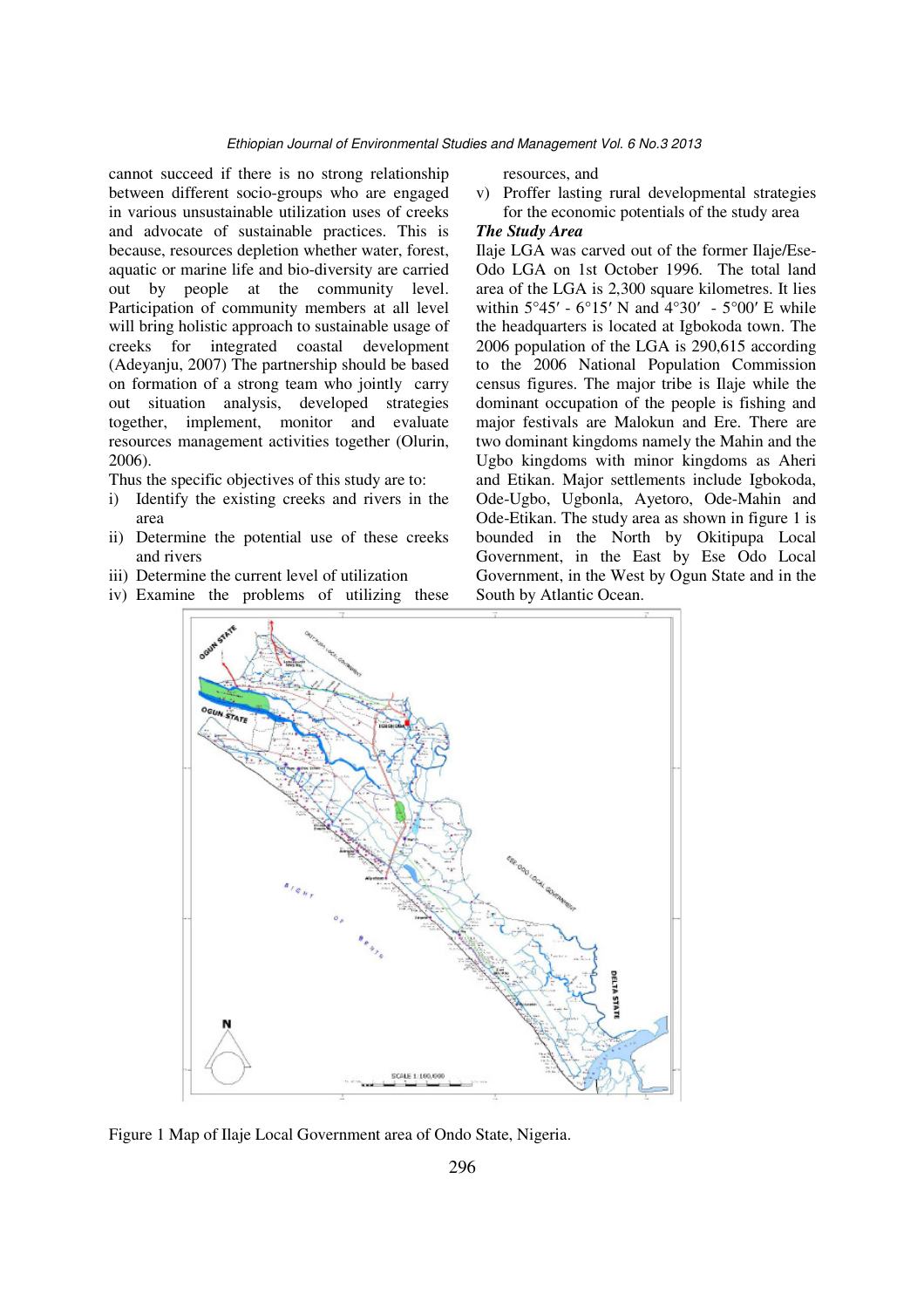cannot succeed if there is no strong relationship between different socio-groups who are engaged in various unsustainable utilization uses of creeks and advocate of sustainable practices. This is because, resources depletion whether water, forest, aquatic or marine life and bio-diversity are carried out by people at the community level. Participation of community members at all level will bring holistic approach to sustainable usage of creeks for integrated coastal development (Adeyanju, 2007) The partnership should be based on formation of a strong team who jointly carry out situation analysis, developed strategies together, implement, monitor and evaluate resources management activities together (Olurin, 2006).

Thus the specific objectives of this study are to:

i) Identify the existing creeks and rivers in the area
ii) Determine the potential use of these creeks and rivers
iii) Determine the current level of utilization
iv) Examine the problems of utilizing these resources, and
v) Proffer lasting rural developmental strategies for the economic potentials of the study area

***The Study Area***

Ilaje LGA was carved out of the former Ilaje/Ese-Odo LGA on 1st October 1996. The total land area of the LGA is 2,300 square kilometres. It lies within 5°45′ - 6°15′ N and 4°30′ - 5°00′ E while the headquarters is located at Igbokoda town. The 2006 population of the LGA is 290,615 according to the 2006 National Population Commission census figures. The major tribe is Ilaje while the dominant occupation of the people is fishing and major festivals are Malokun and Ere. There are two dominant kingdoms namely the Mahin and the Ugbo kingdoms with minor kingdoms as Aheri and Etikan. Major settlements include Igbokoda, Ode-Ugbo, Ugbonla, Ayetoro, Ode-Mahin and Ode-Etikan. The study area as shown in figure 1 is bounded in the North by Okitipupa Local Government, in the East by Ese Odo Local Government, in the West by Ogun State and in the South by Atlantic Ocean.

Figure 1 Map of Ilaje Local Government area of Ondo State, Nigeria.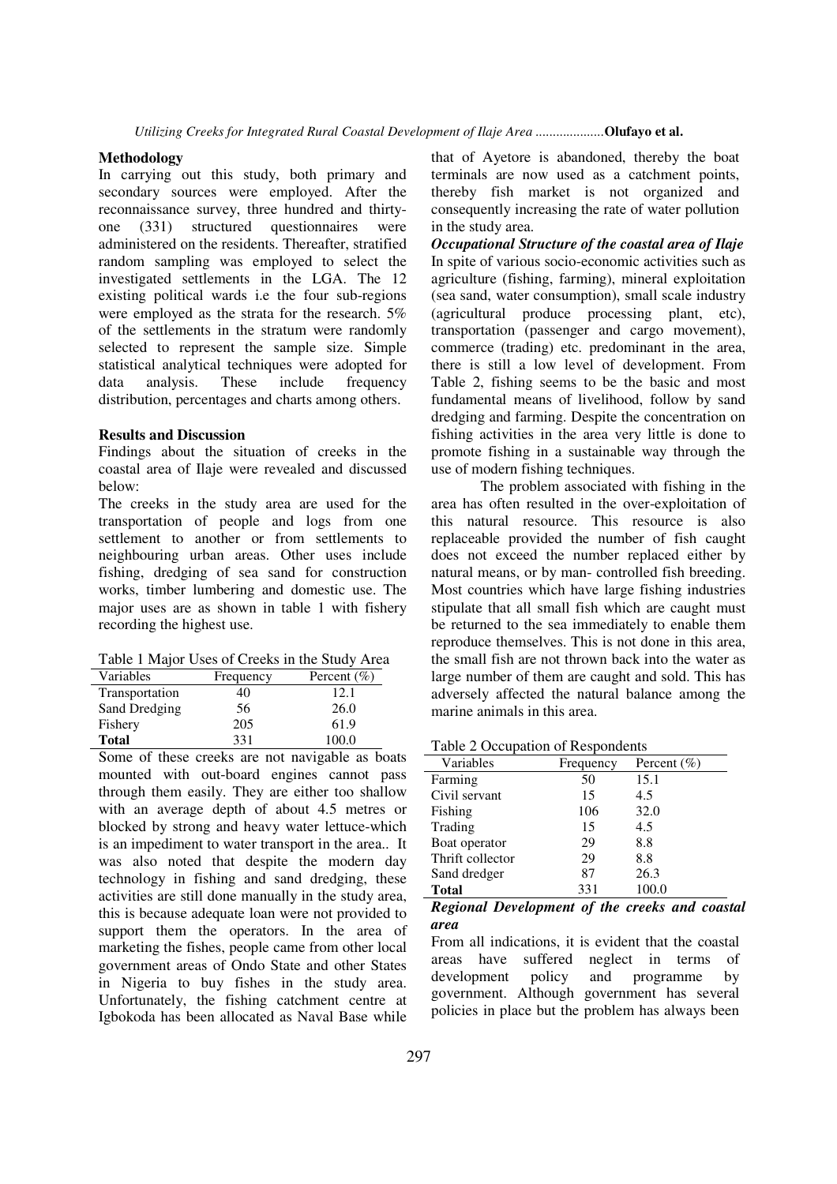## Methodology

In carrying out this study, both primary and secondary sources were employed. After the reconnaissance survey, three hundred and thirty-one (331) structured questionnaires were administered on the residents. Thereafter, stratified random sampling was employed to select the investigated settlements in the LGA. The 12 existing political wards i.e the four sub-regions were employed as the strata for the research. 5% of the settlements in the stratum were randomly selected to represent the sample size. Simple statistical analytical techniques were adopted for data analysis. These include frequency distribution, percentages and charts among others.

## Results and Discussion

Findings about the situation of creeks in the coastal area of Ilaje were revealed and discussed below:

The creeks in the study area are used for the transportation of people and logs from one settlement to another or from settlements to neighbouring urban areas. Other uses include fishing, dredging of sea sand for construction works, timber lumbering and domestic use. The major uses are as shown in table 1 with fishery recording the highest use.

Table 1 Major Uses of Creeks in the Study Area

| Variables | Frequency | Percent (%) |
|---|---|---|
| Transportation | 40 | 12.1 |
| Sand Dredging | 56 | 26.0 |
| Fishery | 205 | 61.9 |
| **Total** | 331 | 100.0 |

Some of these creeks are not navigable as boats mounted with out-board engines cannot pass through them easily. They are either too shallow with an average depth of about 4.5 metres or blocked by strong and heavy water lettuce-which is an impediment to water transport in the area.. It was also noted that despite the modern day technology in fishing and sand dredging, these activities are still done manually in the study area, this is because adequate loan were not provided to support them the operators. In the area of marketing the fishes, people came from other local government areas of Ondo State and other States in Nigeria to buy fishes in the study area. Unfortunately, the fishing catchment centre at Igbokoda has been allocated as Naval Base while that of Ayetore is abandoned, thereby the boat terminals are now used as a catchment points, thereby fish market is not organized and consequently increasing the rate of water pollution in the study area.

***Occupational Structure of the coastal area of Ilaje***

In spite of various socio-economic activities such as agriculture (fishing, farming), mineral exploitation (sea sand, water consumption), small scale industry (agricultural produce processing plant, etc), transportation (passenger and cargo movement), commerce (trading) etc. predominant in the area, there is still a low level of development. From Table 2, fishing seems to be the basic and most fundamental means of livelihood, follow by sand dredging and farming. Despite the concentration on fishing activities in the area very little is done to promote fishing in a sustainable way through the use of modern fishing techniques.

The problem associated with fishing in the area has often resulted in the over-exploitation of this natural resource. This resource is also replaceable provided the number of fish caught does not exceed the number replaced either by natural means, or by man- controlled fish breeding. Most countries which have large fishing industries stipulate that all small fish which are caught must be returned to the sea immediately to enable them reproduce themselves. This is not done in this area, the small fish are not thrown back into the water as large number of them are caught and sold. This has adversely affected the natural balance among the marine animals in this area.

Table 2 Occupation of Respondents

| Variables | Frequency | Percent (%) |
|---|---|---|
| Farming | 50 | 15.1 |
| Civil servant | 15 | 4.5 |
| Fishing | 106 | 32.0 |
| Trading | 15 | 4.5 |
| Boat operator | 29 | 8.8 |
| Thrift collector | 29 | 8.8 |
| Sand dredger | 87 | 26.3 |
| **Total** | 331 | 100.0 |

***Regional Development of the creeks and coastal area***

From all indications, it is evident that the coastal areas have suffered neglect in terms of development policy and programme by government. Although government has several policies in place but the problem has always been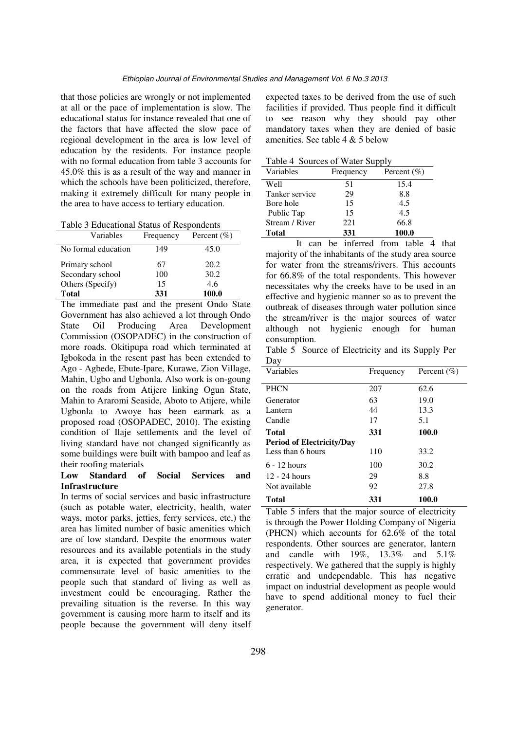that those policies are wrongly or not implemented at all or the pace of implementation is slow. The educational status for instance revealed that one of the factors that have affected the slow pace of regional development in the area is low level of education by the residents. For instance people with no formal education from table 3 accounts for 45.0% this is as a result of the way and manner in which the schools have been politicized, therefore, making it extremely difficult for many people in the area to have access to tertiary education.

Table 3 Educational Status of Respondents

| Variables | Frequency | Percent (%) |
|---|---|---|
| No formal education | 149 | 45.0 |
| Primary school | 67 | 20.2 |
| Secondary school | 100 | 30.2 |
| Others (Specify) | 15 | 4.6 |
| **Total** | **331** | **100.0** |

The immediate past and the present Ondo State Government has also achieved a lot through Ondo State Oil Producing Area Development Commission (OSOPADEC) in the construction of more roads. Okitipupa road which terminated at Igbokoda in the resent past has been extended to Ago - Agbede, Ebute-Ipare, Kurawe, Zion Village, Mahin, Ugbo and Ugbonla. Also work is on-goung on the roads from Atijere linking Ogun State, Mahin to Araromi Seaside, Aboto to Atijere, while Ugbonla to Awoye has been earmark as a proposed road (OSOPADEC, 2010). The existing condition of Ilaje settlements and the level of living standard have not changed significantly as some buildings were built with bampoo and leaf as their roofing materials

**Low Standard of Social Services and Infrastructure**

In terms of social services and basic infrastructure (such as potable water, electricity, health, water ways, motor parks, jetties, ferry services, etc,) the area has limited number of basic amenities which are of low standard. Despite the enormous water resources and its available potentials in the study area, it is expected that government provides commensurate level of basic amenities to the people such that standard of living as well as investment could be encouraging. Rather the prevailing situation is the reverse. In this way government is causing more harm to itself and its people because the government will deny itself expected taxes to be derived from the use of such facilities if provided. Thus people find it difficult to see reason why they should pay other mandatory taxes when they are denied of basic amenities. See table 4 & 5 below

Table 4 Sources of Water Supply

| Variables | Frequency | Percent (%) |
|---|---|---|
| Well | 51 | 15.4 |
| Tanker service | 29 | 8.8 |
| Bore hole | 15 | 4.5 |
| Public Tap | 15 | 4.5 |
| Stream / River | 221 | 66.8 |
| **Total** | **331** | **100.0** |

It can be inferred from table 4 that majority of the inhabitants of the study area source for water from the streams/rivers. This accounts for 66.8% of the total respondents. This however necessitates why the creeks have to be used in an effective and hygienic manner so as to prevent the outbreak of diseases through water pollution since the stream/river is the major sources of water although not hygienic enough for human consumption.

Table 5 Source of Electricity and its Supply Per Day

| Variables | Frequency | Percent (%) |
|---|---|---|
| PHCN | 207 | 62.6 |
| Generator | 63 | 19.0 |
| Lantern | 44 | 13.3 |
| Candle | 17 | 5.1 |
| **Total** | **331** | **100.0** |
| **Period of Electricity/Day** | | |
| Less than 6 hours | 110 | 33.2 |
| 6 - 12 hours | 100 | 30.2 |
| 12 - 24 hours | 29 | 8.8 |
| Not available | 92 | 27.8 |
| **Total** | **331** | **100.0** |

Table 5 infers that the major source of electricity is through the Power Holding Company of Nigeria (PHCN) which accounts for 62.6% of the total respondents. Other sources are generator, lantern and candle with 19%, 13.3% and 5.1% respectively. We gathered that the supply is highly erratic and undependable. This has negative impact on industrial development as people would have to spend additional money to fuel their generator.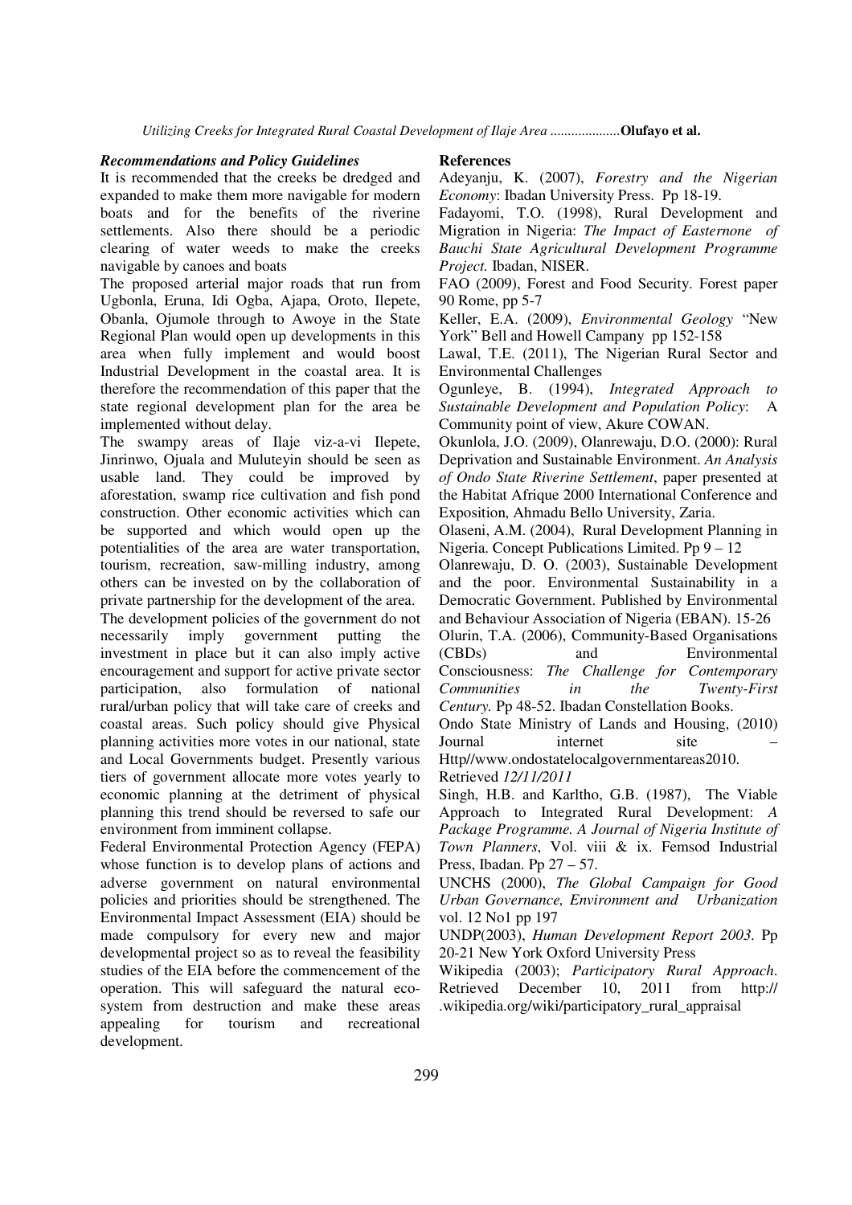### *Recommendations and Policy Guidelines*

It is recommended that the creeks be dredged and expanded to make them more navigable for modern boats and for the benefits of the riverine settlements. Also there should be a periodic clearing of water weeds to make the creeks navigable by canoes and boats

The proposed arterial major roads that run from Ugbonla, Eruna, Idi Ogba, Ajapa, Oroto, Ilepete, Obanla, Ojumole through to Awoye in the State Regional Plan would open up developments in this area when fully implement and would boost Industrial Development in the coastal area. It is therefore the recommendation of this paper that the state regional development plan for the area be implemented without delay.

The swampy areas of Ilaje viz-a-vi Ilepete, Jinrinwo, Ojuala and Muluteyin should be seen as usable land. They could be improved by aforestation, swamp rice cultivation and fish pond construction. Other economic activities which can be supported and which would open up the potentialities of the area are water transportation, tourism, recreation, saw-milling industry, among others can be invested on by the collaboration of private partnership for the development of the area.

The development policies of the government do not necessarily imply government putting the investment in place but it can also imply active encouragement and support for active private sector participation, also formulation of national rural/urban policy that will take care of creeks and coastal areas. Such policy should give Physical planning activities more votes in our national, state and Local Governments budget. Presently various tiers of government allocate more votes yearly to economic planning at the detriment of physical planning this trend should be reversed to safe our environment from imminent collapse.

Federal Environmental Protection Agency (FEPA) whose function is to develop plans of actions and adverse government on natural environmental policies and priorities should be strengthened. The Environmental Impact Assessment (EIA) should be made compulsory for every new and major developmental project so as to reveal the feasibility studies of the EIA before the commencement of the operation. This will safeguard the natural eco-system from destruction and make these areas appealing for tourism and recreational development.

### References

Adeyanju, K. (2007), *Forestry and the Nigerian Economy*: Ibadan University Press. Pp 18-19.

Fadayomi, T.O. (1998), Rural Development and Migration in Nigeria: *The Impact of Easternone of Bauchi State Agricultural Development Programme Project.* Ibadan, NISER.

FAO (2009), Forest and Food Security. Forest paper 90 Rome, pp 5-7

Keller, E.A. (2009), *Environmental Geology* "New York" Bell and Howell Campany pp 152-158

Lawal, T.E. (2011), The Nigerian Rural Sector and Environmental Challenges

Ogunleye, B. (1994), *Integrated Approach to Sustainable Development and Population Policy*: A Community point of view, Akure COWAN.

Okunlola, J.O. (2009), Olanrewaju, D.O. (2000): Rural Deprivation and Sustainable Environment. *An Analysis of Ondo State Riverine Settlement*, paper presented at the Habitat Afrique 2000 International Conference and Exposition, Ahmadu Bello University, Zaria.

Olaseni, A.M. (2004), Rural Development Planning in Nigeria. Concept Publications Limited. Pp 9 – 12

Olanrewaju, D. O. (2003), Sustainable Development and the poor. Environmental Sustainability in a Democratic Government. Published by Environmental and Behaviour Association of Nigeria (EBAN). 15-26

Olurin, T.A. (2006), Community-Based Organisations (CBDs) and Environmental Consciousness: *The Challenge for Contemporary Communities in the Twenty-First Century.* Pp 48-52. Ibadan Constellation Books.

Ondo State Ministry of Lands and Housing, (2010) Journal internet site – Http//www.ondostatelocalgovernmentareas2010. Retrieved *12/11/2011*

Singh, H.B. and Karltho, G.B. (1987), The Viable Approach to Integrated Rural Development: *A Package Programme. A Journal of Nigeria Institute of Town Planners*, Vol. viii & ix. Femsod Industrial Press, Ibadan. Pp 27 – 57.

UNCHS (2000), *The Global Campaign for Good Urban Governance, Environment and Urbanization* vol. 12 No1 pp 197

UNDP(2003), *Human Development Report 2003.* Pp 20-21 New York Oxford University Press

Wikipedia (2003); *Participatory Rural Approach*. Retrieved December 10, 2011 from http:// .wikipedia.org/wiki/participatory_rural_appraisal